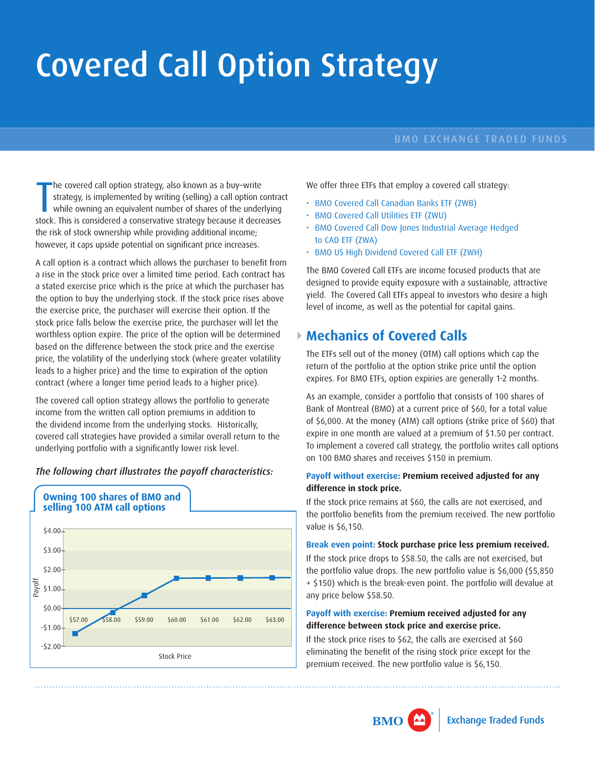# Covered Call Option Strategy

BMO EXCHANGE TRADED FUNDS

The covered call option strategy, also known as a buy–write strategy, is implemented by writing (selling) a call option contract while owning an equivalent number of shares of the underlying stock. This is considered a conservative strategy because it decreases the risk of stock ownership while providing additional income; however, it caps upside potential on significant price increases.

A call option is a contract which allows the purchaser to benefit from a rise in the stock price over a limited time period. Each contract has a stated exercise price which is the price at which the purchaser has the option to buy the underlying stock. If the stock price rises above the exercise price, the purchaser will exercise their option. If the stock price falls below the exercise price, the purchaser will let the worthless option expire. The price of the option will be determined based on the difference between the stock price and the exercise price, the volatility of the underlying stock (where greater volatility leads to a higher price) and the time to expiration of the option contract (where a longer time period leads to a higher price).

The covered call option strategy allows the portfolio to generate income from the written call option premiums in addition to the dividend income from the underlying stocks. Historically, covered call strategies have provided a similar overall return to the underlying portfolio with a significantly lower risk level.

*The following chart illustrates the payoff characteristics:*

**Owning 100 shares of BMO and selling 100 ATM call options**

| Stock Price | Payoff |
|---|---|
| $57.00 | -$1.50 |
| $58.00 | -$0.50 |
| $59.00 | $0.50 |
| $60.00 | $1.50 |
| $61.00 | $1.50 |
| $62.00 | $1.50 |
| $63.00 | $1.50 |

We offer three ETFs that employ a covered call strategy:

- BMO Covered Call Canadian Banks ETF (ZWB)
- BMO Covered Call Utilities ETF (ZWU)
- BMO Covered Call Dow Jones Industrial Average Hedged to CAD ETF (ZWA)
- BMO US High Dividend Covered Call ETF (ZWH)

The BMO Covered Call ETFs are income focused products that are designed to provide equity exposure with a sustainable, attractive yield. The Covered Call ETFs appeal to investors who desire a high level of income, as well as the potential for capital gains.

## Mechanics of Covered Calls

The ETFs sell out of the money (OTM) call options which cap the return of the portfolio at the option strike price until the option expires. For BMO ETFs, option expiries are generally 1-2 months.

As an example, consider a portfolio that consists of 100 shares of Bank of Montreal (BMO) at a current price of $60, for a total value of $6,000. At the money (ATM) call options (strike price of $60) that expire in one month are valued at a premium of $1.50 per contract. To implement a covered call strategy, the portfolio writes call options on 100 BMO shares and receives $150 in premium.

**Payoff without exercise: Premium received adjusted for any difference in stock price.**

If the stock price remains at $60, the calls are not exercised, and the portfolio benefits from the premium received. The new portfolio value is $6,150.

**Break even point: Stock purchase price less premium received.**

If the stock price drops to $58.50, the calls are not exercised, but the portfolio value drops. The new portfolio value is $6,000 ($5,850 + $150) which is the break-even point. The portfolio will devalue at any price below $58.50.

**Payoff with exercise: Premium received adjusted for any difference between stock price and exercise price.**

If the stock price rises to $62, the calls are exercised at $60 eliminating the benefit of the rising stock price except for the premium received. The new portfolio value is $6,150.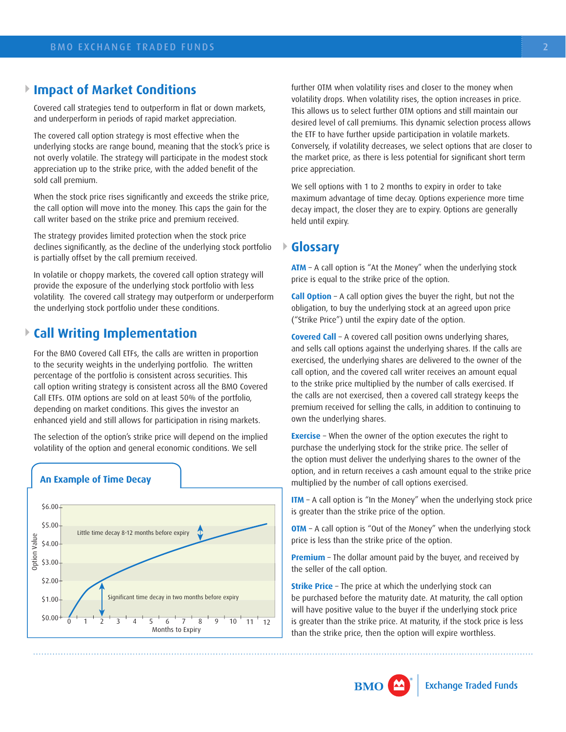## Impact of Market Conditions

Covered call strategies tend to outperform in flat or down markets, and underperform in periods of rapid market appreciation.

The covered call option strategy is most effective when the underlying stocks are range bound, meaning that the stock's price is not overly volatile. The strategy will participate in the modest stock appreciation up to the strike price, with the added benefit of the sold call premium.

When the stock price rises significantly and exceeds the strike price, the call option will move into the money. This caps the gain for the call writer based on the strike price and premium received.

The strategy provides limited protection when the stock price declines significantly, as the decline of the underlying stock portfolio is partially offset by the call premium received.

In volatile or choppy markets, the covered call option strategy will provide the exposure of the underlying stock portfolio with less volatility. The covered call strategy may outperform or underperform the underlying stock portfolio under these conditions.

## Call Writing Implementation

For the BMO Covered Call ETFs, the calls are written in proportion to the security weights in the underlying portfolio. The written percentage of the portfolio is consistent across securities. This call option writing strategy is consistent across all the BMO Covered Call ETFs. OTM options are sold on at least 50% of the portfolio, depending on market conditions. This gives the investor an enhanced yield and still allows for participation in rising markets.

The selection of the option's strike price will depend on the implied volatility of the option and general economic conditions. We sell further OTM when volatility rises and closer to the money when volatility drops. When volatility rises, the option increases in price. This allows us to select further OTM options and still maintain our desired level of call premiums. This dynamic selection process allows the ETF to have further upside participation in volatile markets. Conversely, if volatility decreases, we select options that are closer to the market price, as there is less potential for significant short term price appreciation.

We sell options with 1 to 2 months to expiry in order to take maximum advantage of time decay. Options experience more time decay impact, the closer they are to expiry. Options are generally held until expiry.

### An Example of Time Decay

(Chart: Option Value ($0.00–$6.00) vs. Months to Expiry (0–12). Annotations: "Little time decay 8-12 months before expiry"; "Significant time decay in two months before expiry")

## Glossary

**ATM** – A call option is "At the Money" when the underlying stock price is equal to the strike price of the option.

**Call Option** – A call option gives the buyer the right, but not the obligation, to buy the underlying stock at an agreed upon price ("Strike Price") until the expiry date of the option.

**Covered Call** – A covered call position owns underlying shares, and sells call options against the underlying shares. If the calls are exercised, the underlying shares are delivered to the owner of the call option, and the covered call writer receives an amount equal to the strike price multiplied by the number of calls exercised. If the calls are not exercised, then a covered call strategy keeps the premium received for selling the calls, in addition to continuing to own the underlying shares.

**Exercise** – When the owner of the option executes the right to purchase the underlying stock for the strike price. The seller of the option must deliver the underlying shares to the owner of the option, and in return receives a cash amount equal to the strike price multiplied by the number of call options exercised.

**ITM** – A call option is "In the Money" when the underlying stock price is greater than the strike price of the option.

**OTM** – A call option is "Out of the Money" when the underlying stock price is less than the strike price of the option.

**Premium** – The dollar amount paid by the buyer, and received by the seller of the call option.

**Strike Price** – The price at which the underlying stock can be purchased before the maturity date. At maturity, the call option will have positive value to the buyer if the underlying stock price is greater than the strike price. At maturity, if the stock price is less than the strike price, then the option will expire worthless.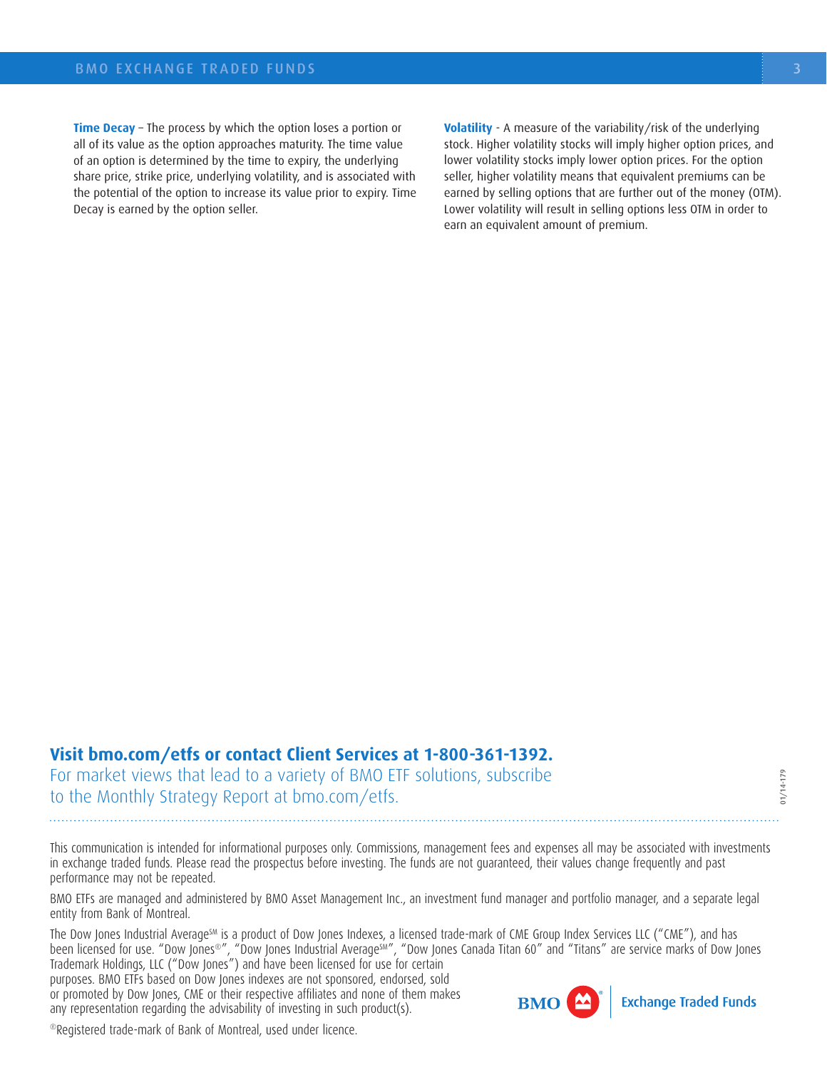**Time Decay** – The process by which the option loses a portion or all of its value as the option approaches maturity. The time value of an option is determined by the time to expiry, the underlying share price, strike price, underlying volatility, and is associated with the potential of the option to increase its value prior to expiry. Time Decay is earned by the option seller.

**Volatility** - A measure of the variability/risk of the underlying stock. Higher volatility stocks will imply higher option prices, and lower volatility stocks imply lower option prices. For the option seller, higher volatility means that equivalent premiums can be earned by selling options that are further out of the money (OTM). Lower volatility will result in selling options less OTM in order to earn an equivalent amount of premium.

**Visit bmo.com/etfs or contact Client Services at 1-800-361-1392.**

For market views that lead to a variety of BMO ETF solutions, subscribe to the Monthly Strategy Report at bmo.com/etfs.

This communication is intended for informational purposes only. Commissions, management fees and expenses all may be associated with investments in exchange traded funds. Please read the prospectus before investing. The funds are not guaranteed, their values change frequently and past performance may not be repeated.

BMO ETFs are managed and administered by BMO Asset Management Inc., an investment fund manager and portfolio manager, and a separate legal entity from Bank of Montreal.

The Dow Jones Industrial Average℠ is a product of Dow Jones Indexes, a licensed trade-mark of CME Group Index Services LLC ("CME"), and has been licensed for use. "Dow Jones®", "Dow Jones Industrial Average℠", "Dow Jones Canada Titan 60" and "Titans" are service marks of Dow Jones Trademark Holdings, LLC ("Dow Jones") and have been licensed for use for certain purposes. BMO ETFs based on Dow Jones indexes are not sponsored, endorsed, sold or promoted by Dow Jones, CME or their respective affiliates and none of them makes any representation regarding the advisability of investing in such product(s).

®Registered trade-mark of Bank of Montreal, used under licence.

BMO Exchange Traded Funds

01/14-179